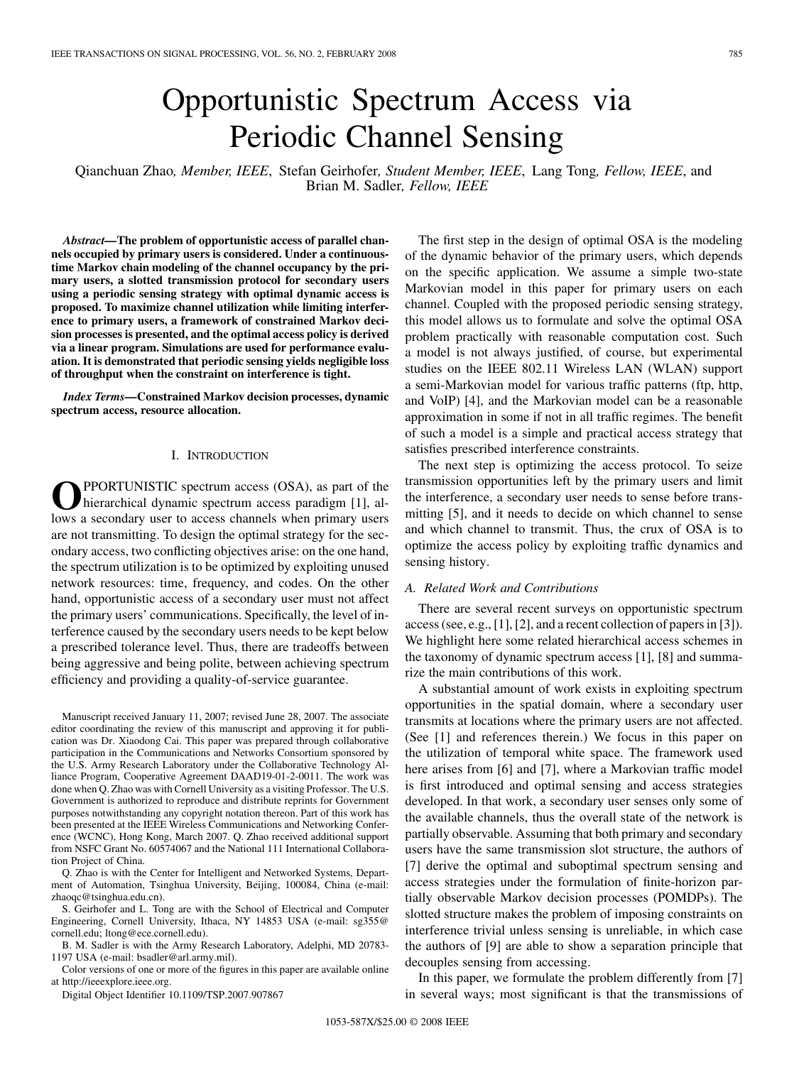# Opportunistic Spectrum Access via Periodic Channel Sensing

Qianchuan Zhao, *Member, IEEE*, Stefan Geirhofer, *Student Member, IEEE*, Lang Tong, *Fellow, IEEE*, and Brian M. Sadler, *Fellow, IEEE*

***Abstract*—The problem of opportunistic access of parallel channels occupied by primary users is considered. Under a continuous-time Markov chain modeling of the channel occupancy by the primary users, a slotted transmission protocol for secondary users using a periodic sensing strategy with optimal dynamic access is proposed. To maximize channel utilization while limiting interference to primary users, a framework of constrained Markov decision processes is presented, and the optimal access policy is derived via a linear program. Simulations are used for performance evaluation. It is demonstrated that periodic sensing yields negligible loss of throughput when the constraint on interference is tight.**

***Index Terms*—Constrained Markov decision processes, dynamic spectrum access, resource allocation.**

## I. Introduction

Opportunistic spectrum access (OSA), as part of the hierarchical dynamic spectrum access paradigm [1], allows a secondary user to access channels when primary users are not transmitting. To design the optimal strategy for the secondary access, two conflicting objectives arise: on the one hand, the spectrum utilization is to be optimized by exploiting unused network resources: time, frequency, and codes. On the other hand, opportunistic access of a secondary user must not affect the primary users' communications. Specifically, the level of interference caused by the secondary users needs to be kept below a prescribed tolerance level. Thus, there are tradeoffs between being aggressive and being polite, between achieving spectrum efficiency and providing a quality-of-service guarantee.

The first step in the design of optimal OSA is the modeling of the dynamic behavior of the primary users, which depends on the specific application. We assume a simple two-state Markovian model in this paper for primary users on each channel. Coupled with the proposed periodic sensing strategy, this model allows us to formulate and solve the optimal OSA problem practically with reasonable computation cost. Such a model is not always justified, of course, but experimental studies on the IEEE 802.11 Wireless LAN (WLAN) support a semi-Markovian model for various traffic patterns (ftp, http, and VoIP) [4], and the Markovian model can be a reasonable approximation in some if not in all traffic regimes. The benefit of such a model is a simple and practical access strategy that satisfies prescribed interference constraints.

The next step is optimizing the access protocol. To seize transmission opportunities left by the primary users and limit the interference, a secondary user needs to sense before transmitting [5], and it needs to decide on which channel to sense and which channel to transmit. Thus, the crux of OSA is to optimize the access policy by exploiting traffic dynamics and sensing history.

### A. Related Work and Contributions

There are several recent surveys on opportunistic spectrum access (see, e.g., [1], [2], and a recent collection of papers in [3]). We highlight here some related hierarchical access schemes in the taxonomy of dynamic spectrum access [1], [8] and summarize the main contributions of this work.

A substantial amount of work exists in exploiting spectrum opportunities in the spatial domain, where a secondary user transmits at locations where the primary users are not affected. (See [1] and references therein.) We focus in this paper on the utilization of temporal white space. The framework used here arises from [6] and [7], where a Markovian traffic model is first introduced and optimal sensing and access strategies developed. In that work, a secondary user senses only some of the available channels, thus the overall state of the network is partially observable. Assuming that both primary and secondary users have the same transmission slot structure, the authors of [7] derive the optimal and suboptimal spectrum sensing and access strategies under the formulation of finite-horizon partially observable Markov decision processes (POMDPs). The slotted structure makes the problem of imposing constraints on interference trivial unless sensing is unreliable, in which case the authors of [9] are able to show a separation principle that decouples sensing from accessing.

In this paper, we formulate the problem differently from [7] in several ways; most significant is that the transmissions of

---

Manuscript received January 11, 2007; revised June 28, 2007. The associate editor coordinating the review of this manuscript and approving it for publication was Dr. Xiaodong Cai. This paper was prepared through collaborative participation in the Communications and Networks Consortium sponsored by the U.S. Army Research Laboratory under the Collaborative Technology Alliance Program, Cooperative Agreement DAAD19-01-2-0011. The work was done when Q. Zhao was with Cornell University as a visiting Professor. The U.S. Government is authorized to reproduce and distribute reprints for Government purposes notwithstanding any copyright notation thereon. Part of this work has been presented at the IEEE Wireless Communications and Networking Conference (WCNC), Hong Kong, March 2007. Q. Zhao received additional support from NSFC Grant No. 60574067 and the National 111 International Collaboration Project of China.

Q. Zhao is with the Center for Intelligent and Networked Systems, Department of Automation, Tsinghua University, Beijing, 100084, China (e-mail: zhaoqc@tsinghua.edu.cn).

S. Geirhofer and L. Tong are with the School of Electrical and Computer Engineering, Cornell University, Ithaca, NY 14853 USA (e-mail: sg355@cornell.edu; ltong@ece.cornell.edu).

B. M. Sadler is with the Army Research Laboratory, Adelphi, MD 20783-1197 USA (e-mail: bsadler@arl.army.mil).

Color versions of one or more of the figures in this paper are available online at http://ieeexplore.ieee.org.

Digital Object Identifier 10.1109/TSP.2007.907867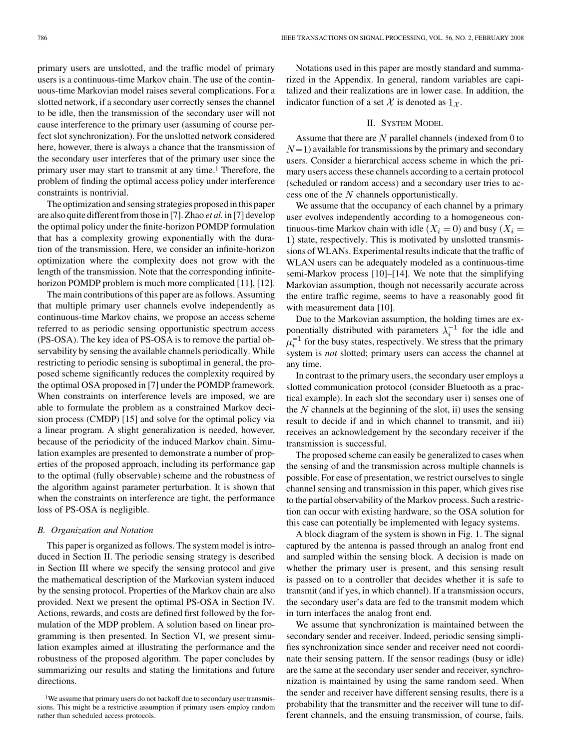primary users are unslotted, and the traffic model of primary users is a continuous-time Markov chain. The use of the continuous-time Markovian model raises several complications. For a slotted network, if a secondary user correctly senses the channel to be idle, then the transmission of the secondary user will not cause interference to the primary user (assuming of course perfect slot synchronization). For the unslotted network considered here, however, there is always a chance that the transmission of the secondary user interferes that of the primary user since the primary user may start to transmit at any time.[1] Therefore, the problem of finding the optimal access policy under interference constraints is nontrivial.

The optimization and sensing strategies proposed in this paper are also quite different from those in [7]. Zhao *et al.* in [7] develop the optimal policy under the finite-horizon POMDP formulation that has a complexity growing exponentially with the duration of the transmission. Here, we consider an infinite-horizon optimization where the complexity does not grow with the length of the transmission. Note that the corresponding infinite-horizon POMDP problem is much more complicated [11], [12].

The main contributions of this paper are as follows. Assuming that multiple primary user channels evolve independently as continuous-time Markov chains, we propose an access scheme referred to as periodic sensing opportunistic spectrum access (PS-OSA). The key idea of PS-OSA is to remove the partial observability by sensing the available channels periodically. While restricting to periodic sensing is suboptimal in general, the proposed scheme significantly reduces the complexity required by the optimal OSA proposed in [7] under the POMDP framework. When constraints on interference levels are imposed, we are able to formulate the problem as a constrained Markov decision process (CMDP) [15] and solve for the optimal policy via a linear program. A slight generalization is needed, however, because of the periodicity of the induced Markov chain. Simulation examples are presented to demonstrate a number of properties of the proposed approach, including its performance gap to the optimal (fully observable) scheme and the robustness of the algorithm against parameter perturbation. It is shown that when the constraints on interference are tight, the performance loss of PS-OSA is negligible.

### B. Organization and Notation

This paper is organized as follows. The system model is introduced in Section II. The periodic sensing strategy is described in Section III where we specify the sensing protocol and give the mathematical description of the Markovian system induced by the sensing protocol. Properties of the Markov chain are also provided. Next we present the optimal PS-OSA in Section IV. Actions, rewards, and costs are defined first followed by the formulation of the MDP problem. A solution based on linear programming is then presented. In Section VI, we present simulation examples aimed at illustrating the performance and the robustness of the proposed algorithm. The paper concludes by summarizing our results and stating the limitations and future directions.

[1] We assume that primary users do not backoff due to secondary user transmissions. This might be a restrictive assumption if primary users employ random rather than scheduled access protocols.

Notations used in this paper are mostly standard and summarized in the Appendix. In general, random variables are capitalized and their realizations are in lower case. In addition, the indicator function of a set $\mathcal{X}$ is denoted as $1_{\mathcal{X}}$.

## II. System Model

Assume that there are $N$ parallel channels (indexed from 0 to $N-1$) available for transmissions by the primary and secondary users. Consider a hierarchical access scheme in which the primary users access these channels according to a certain protocol (scheduled or random access) and a secondary user tries to access one of the $N$ channels opportunistically.

We assume that the occupancy of each channel by a primary user evolves independently according to a homogeneous continuous-time Markov chain with idle ($X_i = 0$) and busy ($X_i = 1$) state, respectively. This is motivated by unslotted transmissions of WLANs. Experimental results indicate that the traffic of WLAN users can be adequately modeled as a continuous-time semi-Markov process [10]–[14]. We note that the simplifying Markovian assumption, though not necessarily accurate across the entire traffic regime, seems to have a reasonably good fit with measurement data [10].

Due to the Markovian assumption, the holding times are exponentially distributed with parameters $\lambda_i^{-1}$ for the idle and $\mu_i^{-1}$ for the busy states, respectively. We stress that the primary system is *not* slotted; primary users can access the channel at any time.

In contrast to the primary users, the secondary user employs a slotted communication protocol (consider Bluetooth as a practical example). In each slot the secondary user i) senses one of the $N$ channels at the beginning of the slot, ii) uses the sensing result to decide if and in which channel to transmit, and iii) receives an acknowledgement by the secondary receiver if the transmission is successful.

The proposed scheme can easily be generalized to cases when the sensing of and the transmission across multiple channels is possible. For ease of presentation, we restrict ourselves to single channel sensing and transmission in this paper, which gives rise to the partial observability of the Markov process. Such a restriction can occur with existing hardware, so the OSA solution for this case can potentially be implemented with legacy systems.

A block diagram of the system is shown in Fig. 1. The signal captured by the antenna is passed through an analog front end and sampled within the sensing block. A decision is made on whether the primary user is present, and this sensing result is passed on to a controller that decides whether it is safe to transmit (and if yes, in which channel). If a transmission occurs, the secondary user's data are fed to the transmit modem which in turn interfaces the analog front end.

We assume that synchronization is maintained between the secondary sender and receiver. Indeed, periodic sensing simplifies synchronization since sender and receiver need not coordinate their sensing pattern. If the sensor readings (busy or idle) are the same at the secondary user sender and receiver, synchronization is maintained by using the same random seed. When the sender and receiver have different sensing results, there is a probability that the transmitter and the receiver will tune to different channels, and the ensuing transmission, of course, fails.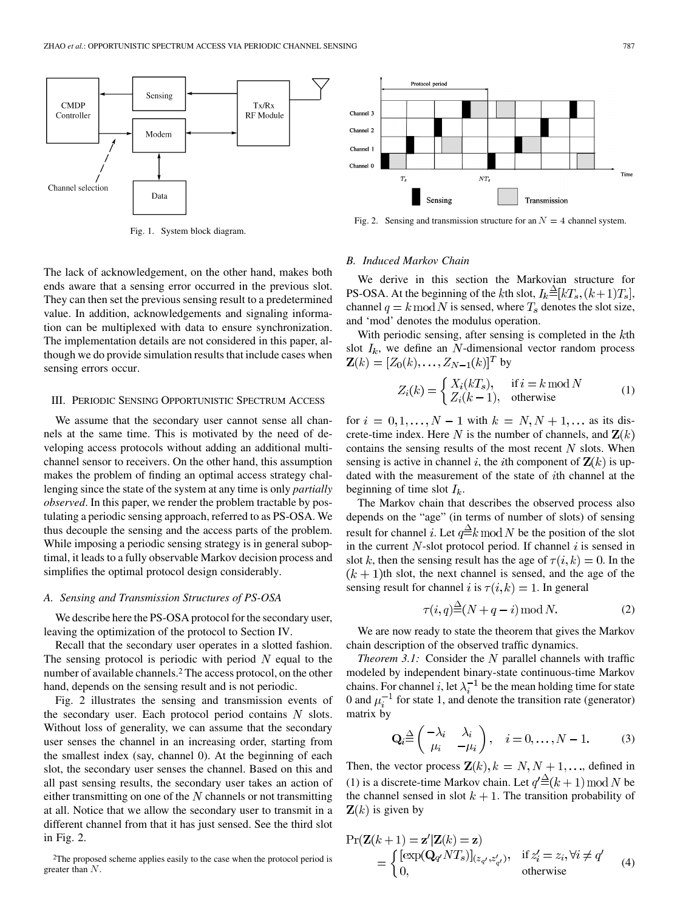Fig. 1. System block diagram.

Fig. 2. Sensing and transmission structure for an $N = 4$ channel system.

The lack of acknowledgement, on the other hand, makes both ends aware that a sensing error occurred in the previous slot. They can then set the previous sensing result to a predetermined value. In addition, acknowledgements and signaling information can be multiplexed with data to ensure synchronization. The implementation details are not considered in this paper, although we do provide simulation results that include cases when sensing errors occur.

## III. Periodic Sensing Opportunistic Spectrum Access

We assume that the secondary user cannot sense all channels at the same time. This is motivated by the need of developing access protocols without adding an additional multichannel sensor to receivers. On the other hand, this assumption makes the problem of finding an optimal access strategy challenging since the state of the system at any time is only *partially observed*. In this paper, we render the problem tractable by postulating a periodic sensing approach, referred to as PS-OSA. We thus decouple the sensing and the access parts of the problem. While imposing a periodic sensing strategy is in general suboptimal, it leads to a fully observable Markov decision process and simplifies the optimal protocol design considerably.

### A. Sensing and Transmission Structures of PS-OSA

We describe here the PS-OSA protocol for the secondary user, leaving the optimization of the protocol to Section IV.

Recall that the secondary user operates in a slotted fashion. The sensing protocol is periodic with period $N$ equal to the number of available channels.[2] The access protocol, on the other hand, depends on the sensing result and is not periodic.

Fig. 2 illustrates the sensing and transmission events of the secondary user. Each protocol period contains $N$ slots. Without loss of generality, we can assume that the secondary user senses the channel in an increasing order, starting from the smallest index (say, channel 0). At the beginning of each slot, the secondary user senses the channel. Based on this and all past sensing results, the secondary user takes an action of either transmitting on one of the $N$ channels or not transmitting at all. Notice that we allow the secondary user to transmit in a different channel from that it has just sensed. See the third slot in Fig. 2.

[2] The proposed scheme applies easily to the case when the protocol period is greater than $N$.

### B. Induced Markov Chain

We derive in this section the Markovian structure for PS-OSA. At the beginning of the $k$th slot, $I_k \triangleq [kT_s, (k+1)T_s]$, channel $q = k \bmod N$ is sensed, where $T_s$ denotes the slot size, and 'mod' denotes the modulus operation.

With periodic sensing, after sensing is completed in the $k$th slot $I_k$, we define an $N$-dimensional vector random process $\mathbf{Z}(k) = [Z_0(k), \ldots, Z_{N-1}(k)]^T$ by

$$Z_i(k) = \begin{cases} X_i(kT_s), & \text{if } i = k \bmod N \\ Z_i(k-1), & \text{otherwise} \end{cases} \tag{1}$$

for $i = 0, 1, \ldots, N-1$ with $k = N, N+1, \ldots$ as its discrete-time index. Here $N$ is the number of channels, and $\mathbf{Z}(k)$ contains the sensing results of the most recent $N$ slots. When sensing is active in channel $i$, the $i$th component of $\mathbf{Z}(k)$ is updated with the measurement of the state of $i$th channel at the beginning of time slot $I_k$.

The Markov chain that describes the observed process also depends on the "age" (in terms of number of slots) of sensing result for channel $i$. Let $q \triangleq k \bmod N$ be the position of the slot in the current $N$-slot protocol period. If channel $i$ is sensed in slot $k$, then the sensing result has the age of $\tau(i,k) = 0$. In the $(k+1)$th slot, the next channel is sensed, and the age of the sensing result for channel $i$ is $\tau(i,k) = 1$. In general

$$\tau(i,q) \triangleq (N + q - i) \bmod N. \tag{2}$$

We are now ready to state the theorem that gives the Markov chain description of the observed traffic dynamics.

*Theorem 3.1:* Consider the $N$ parallel channels with traffic modeled by independent binary-state continuous-time Markov chains. For channel $i$, let $\lambda_i^{-1}$ be the mean holding time for state 0 and $\mu_i^{-1}$ for state 1, and denote the transition rate (generator) matrix by

$$\mathbf{Q}_i \triangleq \begin{pmatrix} -\lambda_i & \lambda_i \\ \mu_i & -\mu_i \end{pmatrix}, \quad i = 0, \ldots, N-1. \tag{3}$$

Then, the vector process $\mathbf{Z}(k), k = N, N+1, \ldots$, defined in (1) is a discrete-time Markov chain. Let $q' \triangleq (k+1) \bmod N$ be the channel sensed in slot $k+1$. The transition probability of $\mathbf{Z}(k)$ is given by

$$\Pr(\mathbf{Z}(k+1) = \mathbf{z}' | \mathbf{Z}(k) = \mathbf{z}) = \begin{cases} [\exp(\mathbf{Q}_{q'} N T_s)]_{(z_{q'}, z'_{q'})}, & \text{if } z'_i = z_i, \forall i \neq q' \\ 0, & \text{otherwise} \end{cases} \tag{4}$$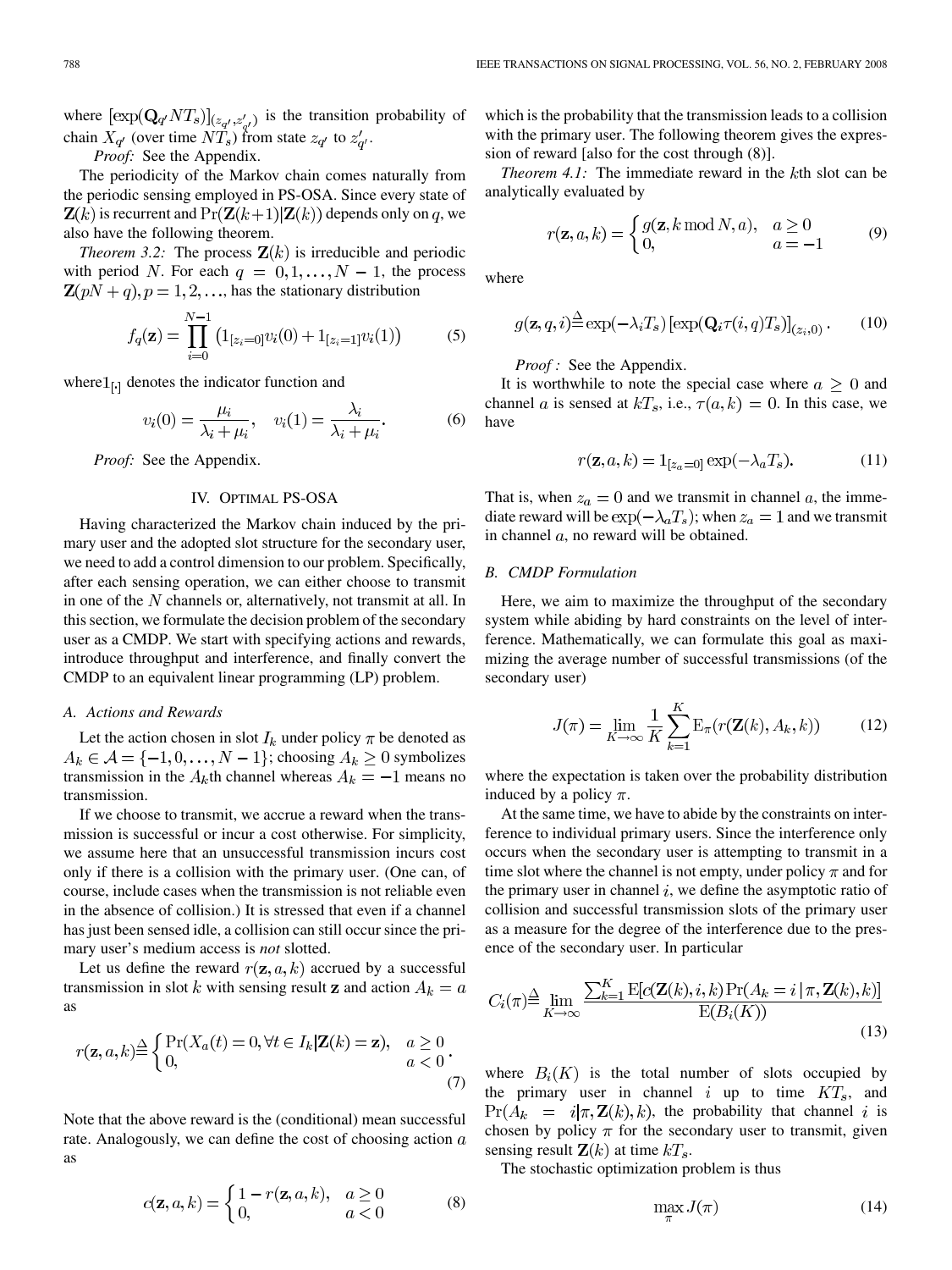where $[\exp(\mathbf{Q}_{q'} NT_s)]_{(z_{q'}, z'_{q'})}$ is the transition probability of chain $X_{q'}$ (over time $NT_s$) from state $z_{q'}$ to $z'_{q'}$.

*Proof:* See the Appendix.

The periodicity of the Markov chain comes naturally from the periodic sensing employed in PS-OSA. Since every state of $\mathbf{Z}(k)$ is recurrent and $\Pr(\mathbf{Z}(k+1)|\mathbf{Z}(k))$ depends only on $q$, we also have the following theorem.

*Theorem 3.2:* The process $\mathbf{Z}(k)$ is irreducible and periodic with period $N$. For each $q = 0, 1, \ldots, N-1$, the process $\mathbf{Z}(pN+q), p = 1, 2, \ldots$, has the stationary distribution

$$f_q(\mathbf{z}) = \prod_{i=0}^{N-1} \left(1_{[z_i=0]} v_i(0) + 1_{[z_i=1]} v_i(1)\right) \tag{5}$$

where $1_{[\cdot]}$ denotes the indicator function and

$$v_i(0) = \frac{\mu_i}{\lambda_i + \mu_i}, \quad v_i(1) = \frac{\lambda_i}{\lambda_i + \mu_i}. \tag{6}$$

*Proof:* See the Appendix.

## IV. Optimal PS-OSA

Having characterized the Markov chain induced by the primary user and the adopted slot structure for the secondary user, we need to add a control dimension to our problem. Specifically, after each sensing operation, we can either choose to transmit in one of the $N$ channels or, alternatively, not transmit at all. In this section, we formulate the decision problem of the secondary user as a CMDP. We start with specifying actions and rewards, introduce throughput and interference, and finally convert the CMDP to an equivalent linear programming (LP) problem.

### A. Actions and Rewards

Let the action chosen in slot $I_k$ under policy $\pi$ be denoted as $A_k \in \mathcal{A} = \{-1, 0, \ldots, N-1\}$; choosing $A_k \geq 0$ symbolizes transmission in the $A_k$th channel whereas $A_k = -1$ means no transmission.

If we choose to transmit, we accrue a reward when the transmission is successful or incur a cost otherwise. For simplicity, we assume here that an unsuccessful transmission incurs cost only if there is a collision with the primary user. (One can, of course, include cases when the transmission is not reliable even in the absence of collision.) It is stressed that even if a channel has just been sensed idle, a collision can still occur since the primary user's medium access is *not* slotted.

Let us define the reward $r(\mathbf{z}, a, k)$ accrued by a successful transmission in slot $k$ with sensing result $\mathbf{z}$ and action $A_k = a$ as

$$r(\mathbf{z}, a, k) \stackrel{\Delta}{=} \begin{cases} \Pr(X_a(t) = 0, \forall t \in I_k | \mathbf{Z}(k) = \mathbf{z}), & a \geq 0 \\ 0, & a < 0 \end{cases}. \tag{7}$$

Note that the above reward is the (conditional) mean successful rate. Analogously, we can define the cost of choosing action $a$ as

$$c(\mathbf{z}, a, k) = \begin{cases} 1 - r(\mathbf{z}, a, k), & a \geq 0 \\ 0, & a < 0 \end{cases} \tag{8}$$

which is the probability that the transmission leads to a collision with the primary user. The following theorem gives the expression of reward [also for the cost through (8)].

*Theorem 4.1:* The immediate reward in the $k$th slot can be analytically evaluated by

$$r(\mathbf{z}, a, k) = \begin{cases} g(\mathbf{z}, k \bmod N, a), & a \geq 0 \\ 0, & a = -1 \end{cases} \tag{9}$$

where

$$g(\mathbf{z}, q, i) \stackrel{\Delta}{=} \exp(-\lambda_i T_s) \left[\exp(\mathbf{Q}_i \tau(i, q) T_s)\right]_{(z_i, 0)}. \tag{10}$$

*Proof :* See the Appendix.

It is worthwhile to note the special case where $a \geq 0$ and channel $a$ is sensed at $kT_s$, i.e., $\tau(a, k) = 0$. In this case, we have

$$r(\mathbf{z}, a, k) = 1_{[z_a=0]} \exp(-\lambda_a T_s). \tag{11}$$

That is, when $z_a = 0$ and we transmit in channel $a$, the immediate reward will be $\exp(-\lambda_a T_s)$; when $z_a = 1$ and we transmit in channel $a$, no reward will be obtained.

### B. CMDP Formulation

Here, we aim to maximize the throughput of the secondary system while abiding by hard constraints on the level of interference. Mathematically, we can formulate this goal as maximizing the average number of successful transmissions (of the secondary user)

$$J(\pi) = \lim_{K \to \infty} \frac{1}{K} \sum_{k=1}^{K} \mathrm{E}_\pi(r(\mathbf{Z}(k), A_k, k)) \tag{12}$$

where the expectation is taken over the probability distribution induced by a policy $\pi$.

At the same time, we have to abide by the constraints on interference to individual primary users. Since the interference only occurs when the secondary user is attempting to transmit in a time slot where the channel is not empty, under policy $\pi$ and for the primary user in channel $i$, we define the asymptotic ratio of collision and successful transmission slots of the primary user as a measure for the degree of the interference due to the presence of the secondary user. In particular

$$C_i(\pi) \stackrel{\Delta}{=} \lim_{K \to \infty} \frac{\sum_{k=1}^{K} \mathrm{E}[c(\mathbf{Z}(k), i, k) \Pr(A_k = i \,|\, \pi, \mathbf{Z}(k), k)]}{\mathrm{E}(B_i(K))} \tag{13}$$

where $B_i(K)$ is the total number of slots occupied by the primary user in channel $i$ up to time $KT_s$, and $\Pr(A_k = i | \pi, \mathbf{Z}(k), k)$, the probability that channel $i$ is chosen by policy $\pi$ for the secondary user to transmit, given sensing result $\mathbf{Z}(k)$ at time $kT_s$.

The stochastic optimization problem is thus

$$\max_\pi J(\pi) \tag{14}$$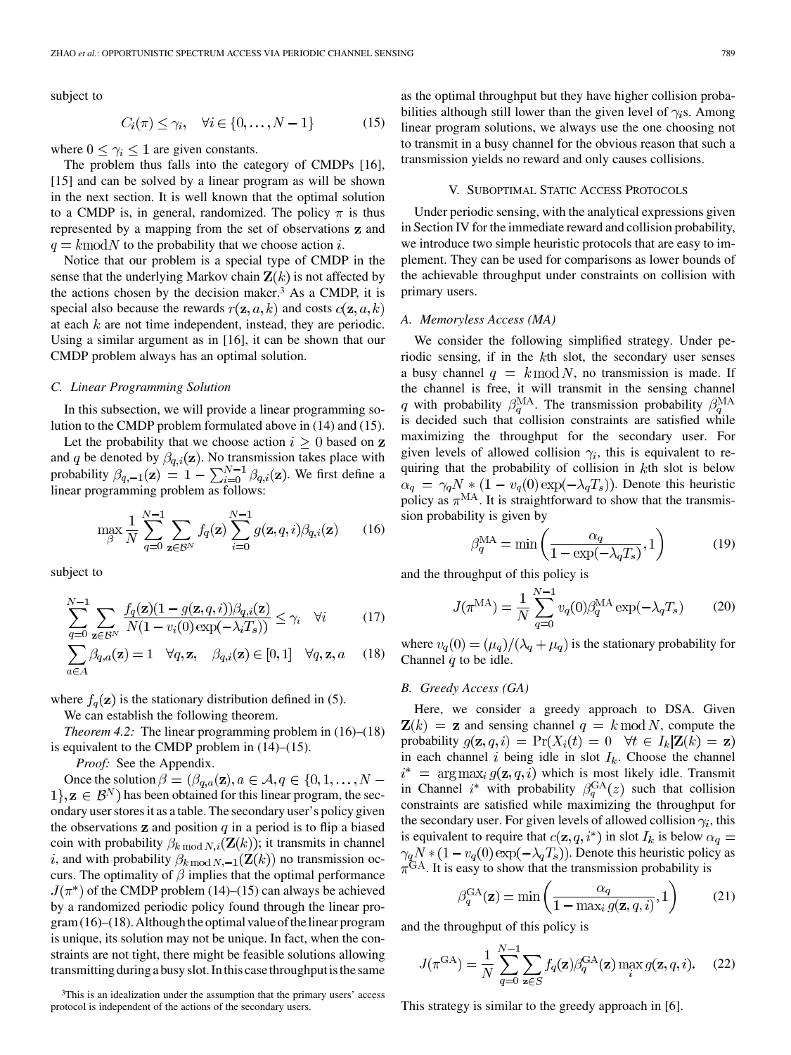subject to

$$C_i(\pi) \le \gamma_i, \quad \forall i \in \{0, \dots, N-1\} \tag{15}$$

where $0 \le \gamma_i \le 1$ are given constants.

The problem thus falls into the category of CMDPs [16], [15] and can be solved by a linear program as will be shown in the next section. It is well known that the optimal solution to a CMDP is, in general, randomized. The policy $\pi$ is thus represented by a mapping from the set of observations $\mathbf{z}$ and $q = k \bmod N$ to the probability that we choose action $i$.

Notice that our problem is a special type of CMDP in the sense that the underlying Markov chain $\mathbf{Z}(k)$ is not affected by the actions chosen by the decision maker.[3] As a CMDP, it is special also because the rewards $r(\mathbf{z}, a, k)$ and costs $c(\mathbf{z}, a, k)$ at each $k$ are not time independent, instead, they are periodic. Using a similar argument as in [16], it can be shown that our CMDP problem always has an optimal solution.

### C. Linear Programming Solution

In this subsection, we will provide a linear programming solution to the CMDP problem formulated above in (14) and (15).

Let the probability that we choose action $i \ge 0$ based on $\mathbf{z}$ and $q$ be denoted by $\beta_{q,i}(\mathbf{z})$. No transmission takes place with probability $\beta_{q,-1}(\mathbf{z}) = 1 - \sum_{i=0}^{N-1} \beta_{q,i}(\mathbf{z})$. We first define a linear programming problem as follows:

$$\max_{\beta} \frac{1}{N} \sum_{q=0}^{N-1} \sum_{\mathbf{z} \in \mathcal{B}^N} f_q(\mathbf{z}) \sum_{i=0}^{N-1} g(\mathbf{z}, q, i) \beta_{q,i}(\mathbf{z}) \tag{16}$$

subject to

$$\sum_{q=0}^{N-1} \sum_{\mathbf{z} \in \mathcal{B}^N} \frac{f_q(\mathbf{z})(1 - g(\mathbf{z}, q, i))\beta_{q,i}(\mathbf{z})}{N(1 - v_i(0)\exp(-\lambda_i T_s))} \le \gamma_i \quad \forall i \tag{17}$$

$$\sum_{a \in A} \beta_{q,a}(\mathbf{z}) = 1 \quad \forall q, \mathbf{z}, \quad \beta_{q,i}(\mathbf{z}) \in [0, 1] \quad \forall q, \mathbf{z}, a \tag{18}$$

where $f_q(\mathbf{z})$ is the stationary distribution defined in (5).

We can establish the following theorem.

*Theorem 4.2:* The linear programming problem in (16)–(18) is equivalent to the CMDP problem in (14)–(15).

*Proof:* See the Appendix.

Once the solution $\beta = (\beta_{q,a}(\mathbf{z}), a \in \mathcal{A}, q \in \{0, 1, \dots, N-1\}, \mathbf{z} \in \mathcal{B}^N)$ has been obtained for this linear program, the secondary user stores it as a table. The secondary user's policy given the observations $\mathbf{z}$ and position $q$ in a period is to flip a biased coin with probability $\beta_{k \bmod N, i}(\mathbf{Z}(k))$; it transmits in channel $i$, and with probability $\beta_{k \bmod N, -1}(\mathbf{Z}(k))$ no transmission occurs. The optimality of $\beta$ implies that the optimal performance $J(\pi^*)$ of the CMDP problem (14)–(15) can always be achieved by a randomized periodic policy found through the linear program (16)–(18). Although the optimal value of the linear program is unique, its solution may not be unique. In fact, when the constraints are not tight, there might be feasible solutions allowing transmitting during a busy slot. In this case throughput is the same as the optimal throughput but they have higher collision probabilities although still lower than the given level of $\gamma_i$s. Among linear program solutions, we always use the one choosing not to transmit in a busy channel for the obvious reason that such a transmission yields no reward and only causes collisions.

[3] This is an idealization under the assumption that the primary users' access protocol is independent of the actions of the secondary users.

## V. Suboptimal Static Access Protocols

Under periodic sensing, with the analytical expressions given in Section IV for the immediate reward and collision probability, we introduce two simple heuristic protocols that are easy to implement. They can be used for comparisons as lower bounds of the achievable throughput under constraints on collision with primary users.

### A. Memoryless Access (MA)

We consider the following simplified strategy. Under periodic sensing, if in the $k$th slot, the secondary user senses a busy channel $q = k \bmod N$, no transmission is made. If the channel is free, it will transmit in the sensing channel $q$ with probability $\beta_q^{\text{MA}}$. The transmission probability $\beta_q^{\text{MA}}$ is decided such that collision constraints are satisfied while maximizing the throughput for the secondary user. For given levels of allowed collision $\gamma_i$, this is equivalent to requiring that the probability of collision in $k$th slot is below $\alpha_q = \gamma_q N * (1 - v_q(0)\exp(-\lambda_q T_s))$. Denote this heuristic policy as $\pi^{\text{MA}}$. It is straightforward to show that the transmission probability is given by

$$\beta_q^{\text{MA}} = \min\left(\frac{\alpha_q}{1 - \exp(-\lambda_q T_s)}, 1\right) \tag{19}$$

and the throughput of this policy is

$$J(\pi^{\text{MA}}) = \frac{1}{N} \sum_{q=0}^{N-1} v_q(0) \beta_q^{\text{MA}} \exp(-\lambda_q T_s) \tag{20}$$

where $v_q(0) = (\mu_q)/(\lambda_q + \mu_q)$ is the stationary probability for Channel $q$ to be idle.

### B. Greedy Access (GA)

Here, we consider a greedy approach to DSA. Given $\mathbf{Z}(k) = \mathbf{z}$ and sensing channel $q = k \bmod N$, compute the probability $g(\mathbf{z}, q, i) = \Pr(X_i(t) = 0 \quad \forall t \in I_k | \mathbf{Z}(k) = \mathbf{z})$ in each channel $i$ being idle in slot $I_k$. Choose the channel $i^* = \arg\max_i g(\mathbf{z}, q, i)$ which is most likely idle. Transmit in Channel $i^*$ with probability $\beta_q^{\text{GA}}(z)$ such that collision constraints are satisfied while maximizing the throughput for the secondary user. For given levels of allowed collision $\gamma_i$, this is equivalent to require that $c(\mathbf{z}, q, i^*)$ in slot $I_k$ is below $\alpha_q = \gamma_q N * (1 - v_q(0)\exp(-\lambda_q T_s))$. Denote this heuristic policy as $\pi^{\text{GA}}$. It is easy to show that the transmission probability is

$$\beta_q^{\text{GA}}(\mathbf{z}) = \min\left(\frac{\alpha_q}{1 - \max_i g(\mathbf{z}, q, i)}, 1\right) \tag{21}$$

and the throughput of this policy is

$$J(\pi^{\text{GA}}) = \frac{1}{N} \sum_{q=0}^{N-1} \sum_{\mathbf{z} \in S} f_q(\mathbf{z}) \beta_q^{\text{GA}}(\mathbf{z}) \max_i g(\mathbf{z}, q, i). \tag{22}$$

This strategy is similar to the greedy approach in [6].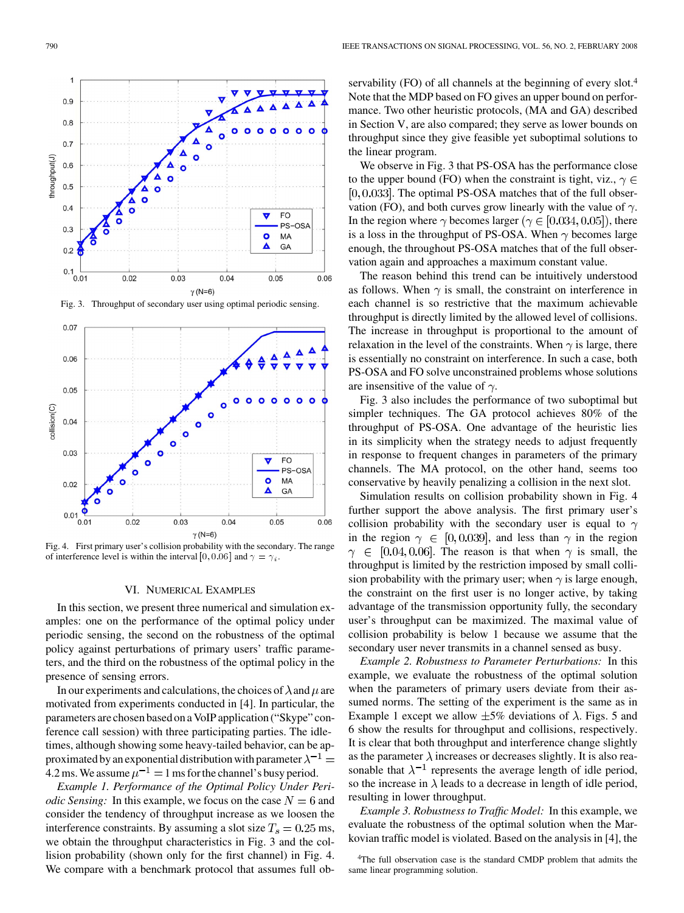Fig. 3. Throughput of secondary user using optimal periodic sensing.

Fig. 4. First primary user's collision probability with the secondary. The range of interference level is within the interval $[0, 0.06]$ and $\gamma = \gamma_i$.

## VI. Numerical Examples

In this section, we present three numerical and simulation examples: one on the performance of the optimal policy under periodic sensing, the second on the robustness of the optimal policy against perturbations of primary users' traffic parameters, and the third on the robustness of the optimal policy in the presence of sensing errors.

In our experiments and calculations, the choices of $\lambda$ and $\mu$ are motivated from experiments conducted in [4]. In particular, the parameters are chosen based on a VoIP application ("Skype" conference call session) with three participating parties. The idle-times, although showing some heavy-tailed behavior, can be approximated by an exponential distribution with parameter $\lambda^{-1} = 4.2$ ms. We assume $\mu^{-1} = 1$ ms for the channel's busy period.

*Example 1. Performance of the Optimal Policy Under Periodic Sensing:* In this example, we focus on the case $N = 6$ and consider the tendency of throughput increase as we loosen the interference constraints. By assuming a slot size $T_s = 0.25$ ms, we obtain the throughput characteristics in Fig. 3 and the collision probability (shown only for the first channel) in Fig. 4. We compare with a benchmark protocol that assumes full observability (FO) of all channels at the beginning of every slot.[4] Note that the MDP based on FO gives an upper bound on performance. Two other heuristic protocols, (MA and GA) described in Section V, are also compared; they serve as lower bounds on throughput since they give feasible yet suboptimal solutions to the linear program.

We observe in Fig. 3 that PS-OSA has the performance close to the upper bound (FO) when the constraint is tight, viz., $\gamma \in [0, 0.033]$. The optimal PS-OSA matches that of the full observation (FO), and both curves grow linearly with the value of $\gamma$. In the region where $\gamma$ becomes larger ($\gamma \in [0.034, 0.05]$), there is a loss in the throughput of PS-OSA. When $\gamma$ becomes large enough, the throughout PS-OSA matches that of the full observation again and approaches a maximum constant value.

The reason behind this trend can be intuitively understood as follows. When $\gamma$ is small, the constraint on interference in each channel is so restrictive that the maximum achievable throughput is directly limited by the allowed level of collisions. The increase in throughput is proportional to the amount of relaxation in the level of the constraints. When $\gamma$ is large, there is essentially no constraint on interference. In such a case, both PS-OSA and FO solve unconstrained problems whose solutions are insensitive of the value of $\gamma$.

Fig. 3 also includes the performance of two suboptimal but simpler techniques. The GA protocol achieves 80% of the throughput of PS-OSA. One advantage of the heuristic lies in its simplicity when the strategy needs to adjust frequently in response to frequent changes in parameters of the primary channels. The MA protocol, on the other hand, seems too conservative by heavily penalizing a collision in the next slot.

Simulation results on collision probability shown in Fig. 4 further support the above analysis. The first primary user's collision probability with the secondary user is equal to $\gamma$ in the region $\gamma \in [0, 0.039]$, and less than $\gamma$ in the region $\gamma \in [0.04, 0.06]$. The reason is that when $\gamma$ is small, the throughput is limited by the restriction imposed by small collision probability with the primary user; when $\gamma$ is large enough, the constraint on the first user is no longer active, by taking advantage of the transmission opportunity fully, the secondary user's throughput can be maximized. The maximal value of collision probability is below 1 because we assume that the secondary user never transmits in a channel sensed as busy.

*Example 2. Robustness to Parameter Perturbations:* In this example, we evaluate the robustness of the optimal solution when the parameters of primary users deviate from their assumed norms. The setting of the experiment is the same as in Example 1 except we allow $\pm 5\%$ deviations of $\lambda$. Figs. 5 and 6 show the results for throughput and collisions, respectively. It is clear that both throughput and interference change slightly as the parameter $\lambda$ increases or decreases slightly. It is also reasonable that $\lambda^{-1}$ represents the average length of idle period, so the increase in $\lambda$ leads to a decrease in length of idle period, resulting in lower throughput.

*Example 3. Robustness to Traffic Model:* In this example, we evaluate the robustness of the optimal solution when the Markovian traffic model is violated. Based on the analysis in [4], the

[4]The full observation case is the standard CMDP problem that admits the same linear programming solution.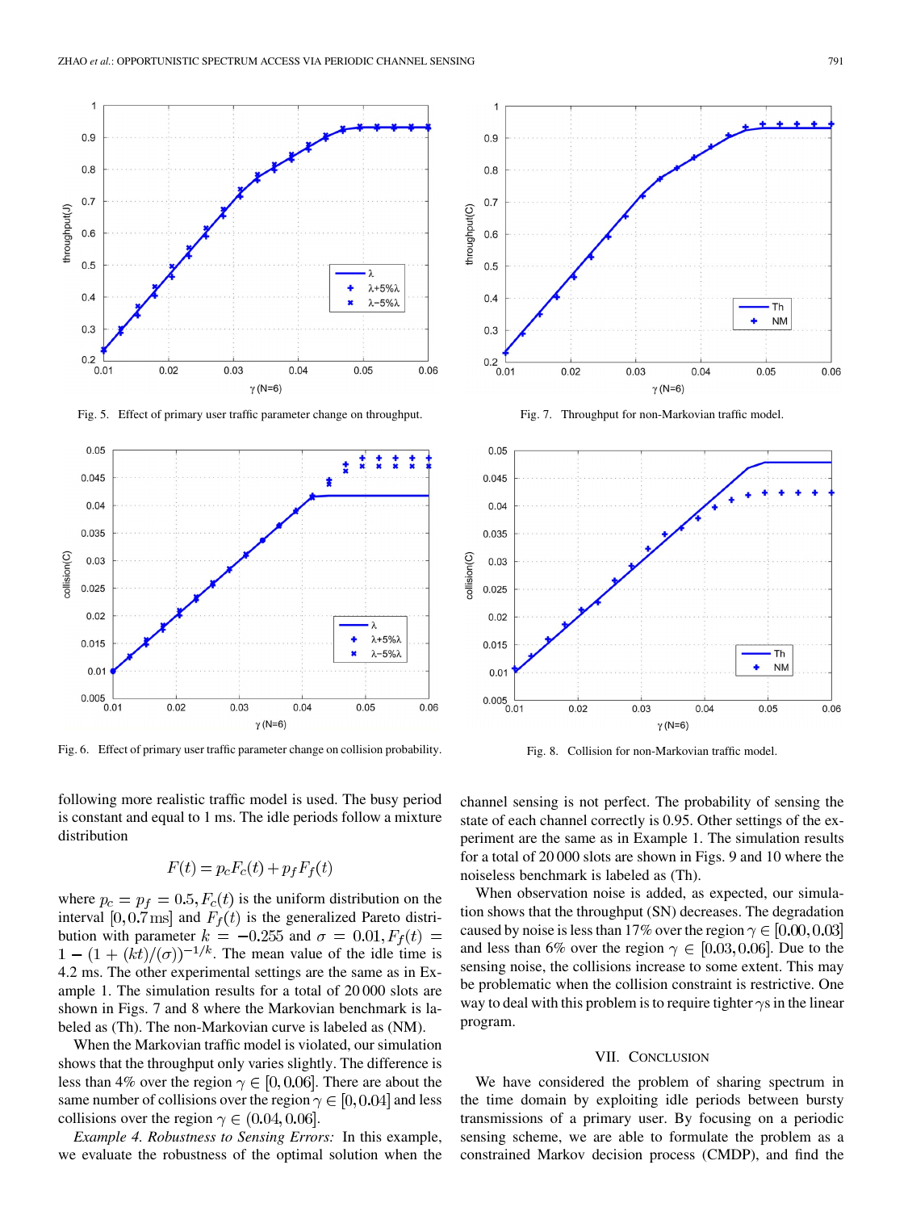Fig. 5. Effect of primary user traffic parameter change on throughput.

Fig. 7. Throughput for non-Markovian traffic model.

Fig. 6. Effect of primary user traffic parameter change on collision probability.

Fig. 8. Collision for non-Markovian traffic model.

following more realistic traffic model is used. The busy period is constant and equal to 1 ms. The idle periods follow a mixture distribution

$$F(t) = p_c F_c(t) + p_f F_f(t)$$

where $p_c = p_f = 0.5, F_c(t)$ is the uniform distribution on the interval $[0, 0.7\,\text{ms}]$ and $F_f(t)$ is the generalized Pareto distribution with parameter $k = -0.255$ and $\sigma = 0.01, F_f(t) = 1 - (1 + (kt)/(\sigma))^{-1/k}$. The mean value of the idle time is 4.2 ms. The other experimental settings are the same as in Example 1. The simulation results for a total of 20 000 slots are shown in Figs. 7 and 8 where the Markovian benchmark is labeled as (Th). The non-Markovian curve is labeled as (NM).

When the Markovian traffic model is violated, our simulation shows that the throughput only varies slightly. The difference is less than 4% over the region $\gamma \in [0, 0.06]$. There are about the same number of collisions over the region $\gamma \in [0, 0.04]$ and less collisions over the region $\gamma \in (0.04, 0.06]$.

*Example 4. Robustness to Sensing Errors:* In this example, we evaluate the robustness of the optimal solution when the channel sensing is not perfect. The probability of sensing the state of each channel correctly is 0.95. Other settings of the experiment are the same as in Example 1. The simulation results for a total of 20 000 slots are shown in Figs. 9 and 10 where the noiseless benchmark is labeled as (Th).

When observation noise is added, as expected, our simulation shows that the throughput (SN) decreases. The degradation caused by noise is less than 17% over the region $\gamma \in [0.00, 0.03]$ and less than 6% over the region $\gamma \in [0.03, 0.06]$. Due to the sensing noise, the collisions increase to some extent. This may be problematic when the collision constraint is restrictive. One way to deal with this problem is to require tighter $\gamma$s in the linear program.

## VII. Conclusion

We have considered the problem of sharing spectrum in the time domain by exploiting idle periods between bursty transmissions of a primary user. By focusing on a periodic sensing scheme, we are able to formulate the problem as a constrained Markov decision process (CMDP), and find the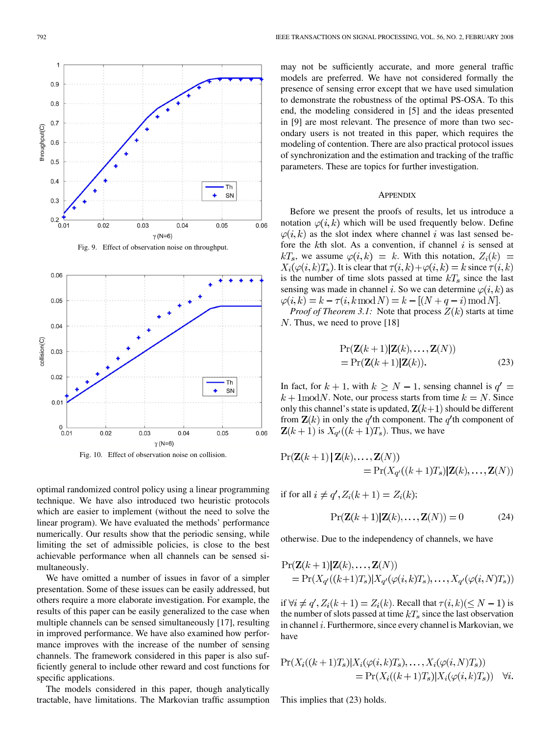Fig. 9. Effect of observation noise on throughput.

Fig. 10. Effect of observation noise on collision.

optimal randomized control policy using a linear programming technique. We have also introduced two heuristic protocols which are easier to implement (without the need to solve the linear program). We have evaluated the methods' performance numerically. Our results show that the periodic sensing, while limiting the set of admissible policies, is close to the best achievable performance when all channels can be sensed simultaneously.

We have omitted a number of issues in favor of a simpler presentation. Some of these issues can be easily addressed, but others require a more elaborate investigation. For example, the results of this paper can be easily generalized to the case when multiple channels can be sensed simultaneously [17], resulting in improved performance. We have also examined how performance improves with the increase of the number of sensing channels. The framework considered in this paper is also sufficiently general to include other reward and cost functions for specific applications.

The models considered in this paper, though analytically tractable, have limitations. The Markovian traffic assumption may not be sufficiently accurate, and more general traffic models are preferred. We have not considered formally the presence of sensing error except that we have used simulation to demonstrate the robustness of the optimal PS-OSA. To this end, the modeling considered in [5] and the ideas presented in [9] are most relevant. The presence of more than two secondary users is not treated in this paper, which requires the modeling of contention. There are also practical protocol issues of synchronization and the estimation and tracking of the traffic parameters. These are topics for further investigation.

## Appendix

Before we present the proofs of results, let us introduce a notation $\varphi(i,k)$ which will be used frequently below. Define $\varphi(i,k)$ as the slot index where channel $i$ was last sensed before the $k$th slot. As a convention, if channel $i$ is sensed at $kT_s$, we assume $\varphi(i,k) = k$. With this notation, $Z_i(k) = X_i(\varphi(i,k)T_s)$. It is clear that $\tau(i,k)+\varphi(i,k) = k$ since $\tau(i,k)$ is the number of time slots passed at time $kT_s$ since the last sensing was made in channel $i$. So we can determine $\varphi(i,k)$ as $\varphi(i,k) = k - \tau(i, k \bmod N) = k - [(N+q-i) \bmod N]$.

*Proof of Theorem 3.1:* Note that process $Z(k)$ starts at time $N$. Thus, we need to prove [18]

$$\begin{aligned}\Pr(\mathbf{Z}(k+1)|\mathbf{Z}(k),\ldots,\mathbf{Z}(N))\\ = \Pr(\mathbf{Z}(k+1)|\mathbf{Z}(k)).\end{aligned} \tag{23}$$

In fact, for $k+1$, with $k \geq N-1$, sensing channel is $q' = k+1 \bmod N$. Note, our process starts from time $k = N$. Since only this channel's state is updated, $\mathbf{Z}(k+1)$ should be different from $\mathbf{Z}(k)$ in only the $q'$th component. The $q'$th component of $\mathbf{Z}(k+1)$ is $X_{q'}((k+1)T_s)$. Thus, we have

$$\begin{aligned}\Pr(\mathbf{Z}(k+1)\,|\,\mathbf{Z}(k),\ldots,\mathbf{Z}(N))\\ = \Pr(X_{q'}((k+1)T_s)|\mathbf{Z}(k),\ldots,\mathbf{Z}(N))\end{aligned}$$

if for all $i \neq q', Z_i(k+1) = Z_i(k)$;

$$\Pr(\mathbf{Z}(k+1)|\mathbf{Z}(k),\ldots,\mathbf{Z}(N)) = 0 \tag{24}$$

otherwise. Due to the independency of channels, we have

$$\begin{aligned}\Pr(\mathbf{Z}(k+1)|\mathbf{Z}(k),\ldots,\mathbf{Z}(N))\\ = \Pr(X_{q'}((k+1)T_s)|X_{q'}(\varphi(i,k)T_s),\ldots,X_{q'}(\varphi(i,N)T_s))\end{aligned}$$

if $\forall i \neq q', Z_i(k+1) = Z_i(k)$. Recall that $\tau(i,k)(\leq N-1)$ is the number of slots passed at time $kT_s$ since the last observation in channel $i$. Furthermore, since every channel is Markovian, we have

$$\begin{aligned}\Pr(X_i((k+1)T_s)|X_i(\varphi(i,k)T_s),\ldots,X_i(\varphi(i,N)T_s))\\ = \Pr(X_i((k+1)T_s)|X_i(\varphi(i,k)T_s)) \quad \forall i.\end{aligned}$$

This implies that (23) holds.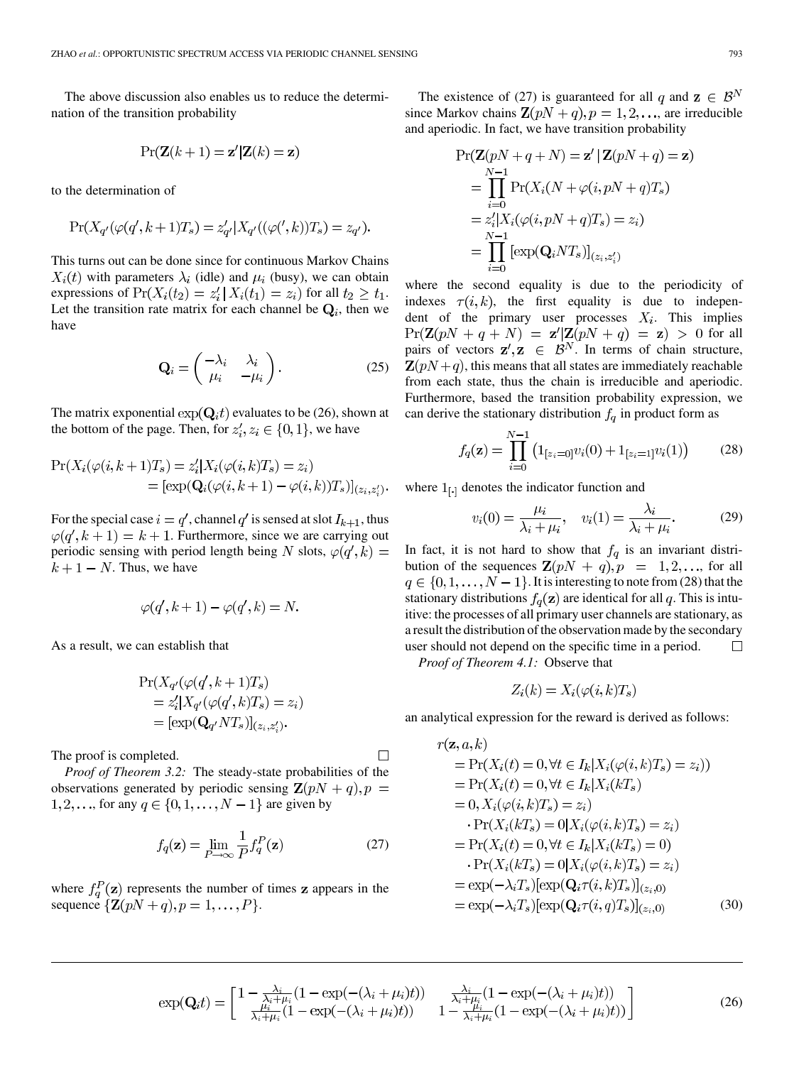The above discussion also enables us to reduce the determination of the transition probability

$$\Pr(\mathbf{Z}(k+1)=\mathbf{z}'|\mathbf{Z}(k)=\mathbf{z})$$

to the determination of

$$\Pr(X_{q'}(\varphi(q',k+1)T_s)=z'_{q'}|X_{q'}((\varphi(',k))T_s)=z_{q'}).$$

This turns out can be done since for continuous Markov Chains $X_i(t)$ with parameters $\lambda_i$ (idle) and $\mu_i$ (busy), we can obtain expressions of $\Pr(X_i(t_2)=z'_i\,|\,X_i(t_1)=z_i)$ for all $t_2 \geq t_1$. Let the transition rate matrix for each channel be $\mathbf{Q}_i$, then we have

$$\mathbf{Q}_i = \begin{pmatrix} -\lambda_i & \lambda_i \\ \mu_i & -\mu_i \end{pmatrix}. \tag{25}$$

The matrix exponential $\exp(\mathbf{Q}_i t)$ evaluates to be (26), shown at the bottom of the page. Then, for $z'_i, z_i \in \{0,1\}$, we have

$$\begin{aligned}\Pr(X_i(\varphi(i,k+1)T_s)&=z'_i|X_i(\varphi(i,k)T_s)=z_i)\\ &=[\exp(\mathbf{Q}_i(\varphi(i,k+1)-\varphi(i,k))T_s)]_{(z_i,z'_i)}.\end{aligned}$$

For the special case $i=q'$, channel $q'$ is sensed at slot $I_{k+1}$, thus $\varphi(q',k+1)=k+1$. Furthermore, since we are carrying out periodic sensing with period length being $N$ slots, $\varphi(q',k)=k+1-N$. Thus, we have

$$\varphi(q',k+1)-\varphi(q',k)=N.$$

As a result, we can establish that

$$\begin{aligned}&\Pr(X_{q'}(\varphi(q',k+1)T_s)\\ &\quad=z'_i|X_{q'}(\varphi(q',k)T_s)=z_i)\\ &\quad=[\exp(\mathbf{Q}_{q'}NT_s)]_{(z_i,z'_i)}.\end{aligned}$$

The proof is completed. □

*Proof of Theorem 3.2:* The steady-state probabilities of the observations generated by periodic sensing $\mathbf{Z}(pN+q), p=1,2,\ldots$, for any $q\in\{0,1,\ldots,N-1\}$ are given by

$$f_q(\mathbf{z}) = \lim_{P\to\infty}\frac{1}{P}f_q^P(\mathbf{z}) \tag{27}$$

where $f_q^P(\mathbf{z})$ represents the number of times $\mathbf{z}$ appears in the sequence $\{\mathbf{Z}(pN+q), p=1,\ldots,P\}$.

The existence of (27) is guaranteed for all $q$ and $\mathbf{z}\in\mathcal{B}^N$ since Markov chains $\mathbf{Z}(pN+q), p=1,2,\ldots$, are irreducible and aperiodic. In fact, we have transition probability

$$\begin{aligned}\Pr(\mathbf{Z}&(pN+q+N)=\mathbf{z}'\,|\,\mathbf{Z}(pN+q)=\mathbf{z})\\ &=\prod_{i=0}^{N-1}\Pr(X_i(N+\varphi(i,pN+q)T_s)\\ &=z'_i|X_i(\varphi(i,pN+q)T_s)=z_i)\\ &=\prod_{i=0}^{N-1}[\exp(\mathbf{Q}_iNT_s)]_{(z_i,z'_i)}\end{aligned}$$

where the second equality is due to the periodicity of indexes $\tau(i,k)$, the first equality is due to independent of the primary user processes $X_i$. This implies $\Pr(\mathbf{Z}(pN+q+N)=\mathbf{z}'|\mathbf{Z}(pN+q)=\mathbf{z})>0$ for all pairs of vectors $\mathbf{z}',\mathbf{z}\in\mathcal{B}^N$. In terms of chain structure, $\mathbf{Z}(pN+q)$, this means that all states are immediately reachable from each state, thus the chain is irreducible and aperiodic. Furthermore, based the transition probability expression, we can derive the stationary distribution $f_q$ in product form as

$$f_q(\mathbf{z})=\prod_{i=0}^{N-1}\left(1_{[z_i=0]}v_i(0)+1_{[z_i=1]}v_i(1)\right) \tag{28}$$

where $1_{[\cdot]}$ denotes the indicator function and

$$v_i(0)=\frac{\mu_i}{\lambda_i+\mu_i},\quad v_i(1)=\frac{\lambda_i}{\lambda_i+\mu_i}. \tag{29}$$

In fact, it is not hard to show that $f_q$ is an invariant distribution of the sequences $\mathbf{Z}(pN+q), p=1,2,\ldots$, for all $q\in\{0,1,\ldots,N-1\}$. It is interesting to note from (28) that the stationary distributions $f_q(\mathbf{z})$ are identical for all $q$. This is intuitive: the processes of all primary user channels are stationary, as a result the distribution of the observation made by the secondary user should not depend on the specific time in a period. □

*Proof of Theorem 4.1:* Observe that

$$Z_i(k)=X_i(\varphi(i,k)T_s)$$

an analytical expression for the reward is derived as follows:

$$\begin{aligned}r(&\mathbf{z},a,k)\\ &=\Pr(X_i(t)=0,\forall t\in I_k|X_i(\varphi(i,k)T_s)=z_i))\\ &=\Pr(X_i(t)=0,\forall t\in I_k|X_i(kT_s)\\ &=0,X_i(\varphi(i,k)T_s)=z_i)\\ &\quad\cdot\Pr(X_i(kT_s)=0|X_i(\varphi(i,k)T_s)=z_i)\\ &=\Pr(X_i(t)=0,\forall t\in I_k|X_i(kT_s)=0)\\ &\quad\cdot\Pr(X_i(kT_s)=0|X_i(\varphi(i,k)T_s)=z_i)\\ &=\exp(-\lambda_iT_s)[\exp(\mathbf{Q}_i\tau(i,k)T_s)]_{(z_i,0)}\\ &=\exp(-\lambda_iT_s)[\exp(\mathbf{Q}_i\tau(i,q)T_s)]_{(z_i,0)}\end{aligned} \tag{30}$$

$$\exp(\mathbf{Q}_it)=\begin{bmatrix}1-\frac{\lambda_i}{\lambda_i+\mu_i}(1-\exp(-(\lambda_i+\mu_i)t)) & \frac{\lambda_i}{\lambda_i+\mu_i}(1-\exp(-(\lambda_i+\mu_i)t))\\ \frac{\mu_i}{\lambda_i+\mu_i}(1-\exp(-(\lambda_i+\mu_i)t)) & 1-\frac{\mu_i}{\lambda_i+\mu_i}(1-\exp(-(\lambda_i+\mu_i)t))\end{bmatrix} \tag{26}$$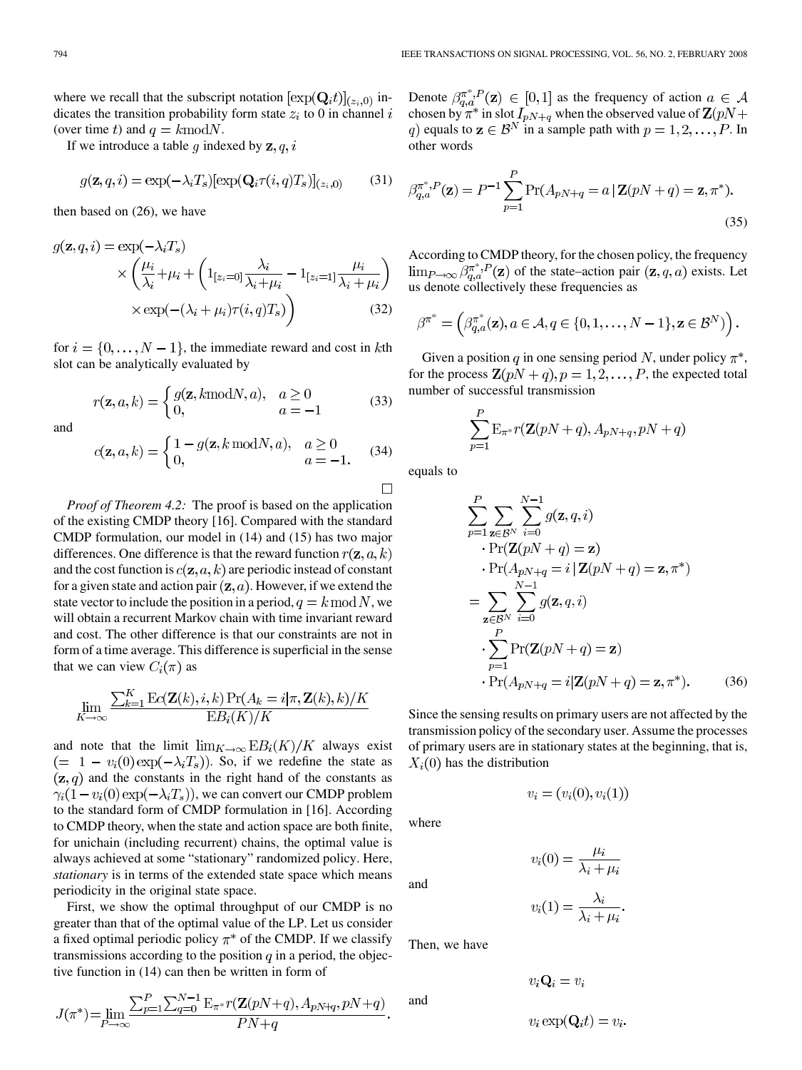where we recall that the subscript notation $[\exp(\mathbf{Q}_i t)]_{(z_i,0)}$ indicates the transition probability form state $z_i$ to 0 in channel $i$ (over time $t$) and $q = k \bmod N$.

If we introduce a table $g$ indexed by $\mathbf{z}, q, i$

$$g(\mathbf{z}, q, i) = \exp(-\lambda_i T_s)[\exp(\mathbf{Q}_i \tau(i,q) T_s)]_{(z_i,0)} \tag{31}$$

then based on (26), we have

$$\begin{aligned} g(\mathbf{z}, q, i) = \exp(-\lambda_i T_s) \\ \times \left( \frac{\mu_i}{\lambda_i} + \mu_i + \left( 1_{[z_i=0]} \frac{\lambda_i}{\lambda_i + \mu_i} - 1_{[z_i=1]} \frac{\mu_i}{\lambda_i + \mu_i} \right) \right. \\ \left. \times \exp(-(\lambda_i + \mu_i)\tau(i,q)T_s) \right) \end{aligned} \tag{32}$$

for $i = \{0, \ldots, N-1\}$, the immediate reward and cost in $k$th slot can be analytically evaluated by

$$r(\mathbf{z}, a, k) = \begin{cases} g(\mathbf{z}, k \bmod N, a), & a \geq 0 \\ 0, & a = -1 \end{cases} \tag{33}$$

and

$$c(\mathbf{z}, a, k) = \begin{cases} 1 - g(\mathbf{z}, k \bmod N, a), & a \geq 0 \\ 0, & a = -1. \end{cases} \tag{34}$$

□

*Proof of Theorem 4.2:* The proof is based on the application of the existing CMDP theory [16]. Compared with the standard CMDP formulation, our model in (14) and (15) has two major differences. One difference is that the reward function $r(\mathbf{z}, a, k)$ and the cost function is $c(\mathbf{z}, a, k)$ are periodic instead of constant for a given state and action pair $(\mathbf{z}, a)$. However, if we extend the state vector to include the position in a period, $q = k \bmod N$, we will obtain a recurrent Markov chain with time invariant reward and cost. The other difference is that our constraints are not in form of a time average. This difference is superficial in the sense that we can view $C_i(\pi)$ as

$$\lim_{K\to\infty} \frac{\sum_{k=1}^{K} \mathrm{E}c(\mathbf{Z}(k), i, k) \Pr(A_k = i | \pi, \mathbf{Z}(k), k)/K}{\mathrm{E}B_i(K)/K}$$

and note that the limit $\lim_{K\to\infty} \mathrm{E}B_i(K)/K$ always exist $(= 1 - v_i(0)\exp(-\lambda_i T_s))$. So, if we redefine the state as $(\mathbf{z}, q)$ and the constants in the right hand of the constants as $\gamma_i(1 - v_i(0)\exp(-\lambda_i T_s))$, we can convert our CMDP problem to the standard form of CMDP formulation in [16]. According to CMDP theory, when the state and action space are both finite, for unichain (including recurrent) chains, the optimal value is always achieved at some "stationary" randomized policy. Here, *stationary* is in terms of the extended state space which means periodicity in the original state space.

First, we show the optimal throughput of our CMDP is no greater than that of the optimal value of the LP. Let us consider a fixed optimal periodic policy $\pi^*$ of the CMDP. If we classify transmissions according to the position $q$ in a period, the objective function in (14) can then be written in form of

$$J(\pi^*) = \lim_{P\to\infty} \frac{\sum_{p=1}^{P} \sum_{q=0}^{N-1} \mathrm{E}_{\pi^*} r(\mathbf{Z}(pN+q), A_{pN+q}, pN+q)}{PN+q}.$$

Denote $\beta_{q,a}^{\pi^*,P}(\mathbf{z}) \in [0,1]$ as the frequency of action $a \in \mathcal{A}$ chosen by $\pi^*$ in slot $I_{pN+q}$ when the observed value of $\mathbf{Z}(pN+q)$ equals to $\mathbf{z} \in \mathcal{B}^N$ in a sample path with $p = 1, 2, \ldots, P$. In other words

$$\beta_{q,a}^{\pi^*,P}(\mathbf{z}) = P^{-1} \sum_{p=1}^{P} \Pr(A_{pN+q} = a \,|\, \mathbf{Z}(pN+q) = \mathbf{z}, \pi^*). \tag{35}$$

According to CMDP theory, for the chosen policy, the frequency $\lim_{P\to\infty} \beta_{q,a}^{\pi^*,P}(\mathbf{z})$ of the state–action pair $(\mathbf{z}, q, a)$ exists. Let us denote collectively these frequencies as

$$\beta^{\pi^*} = \left( \beta_{q,a}^{\pi^*}(\mathbf{z}), a \in \mathcal{A}, q \in \{0, 1, \ldots, N-1\}, \mathbf{z} \in \mathcal{B}^N \right).$$

Given a position $q$ in one sensing period $N$, under policy $\pi^*$, for the process $\mathbf{Z}(pN+q), p = 1, 2, \ldots, P$, the expected total number of successful transmission

$$\sum_{p=1}^{P} \mathrm{E}_{\pi^*} r(\mathbf{Z}(pN+q), A_{pN+q}, pN+q)$$

equals to

$$\begin{aligned} &\sum_{p=1}^{P} \sum_{\mathbf{z}\in\mathcal{B}^N} \sum_{i=0}^{N-1} g(\mathbf{z}, q, i) \\ &\quad \cdot \Pr(\mathbf{Z}(pN+q) = \mathbf{z}) \\ &\quad \cdot \Pr(A_{pN+q} = i \,|\, \mathbf{Z}(pN+q) = \mathbf{z}, \pi^*) \\ &= \sum_{\mathbf{z}\in\mathcal{B}^N} \sum_{i=0}^{N-1} g(\mathbf{z}, q, i) \\ &\quad \cdot \sum_{p=1}^{P} \Pr(\mathbf{Z}(pN+q) = \mathbf{z}) \\ &\quad \cdot \Pr(A_{pN+q} = i | \mathbf{Z}(pN+q) = \mathbf{z}, \pi^*). \end{aligned} \tag{36}$$

Since the sensing results on primary users are not affected by the transmission policy of the secondary user. Assume the processes of primary users are in stationary states at the beginning, that is, $X_i(0)$ has the distribution

$$v_i = (v_i(0), v_i(1))$$

where

$$v_i(0) = \frac{\mu_i}{\lambda_i + \mu_i}$$

and

$$v_i(1) = \frac{\lambda_i}{\lambda_i + \mu_i}.$$

Then, we have

$$v_i \mathbf{Q}_i = v_i$$

and

$$v_i \exp(\mathbf{Q}_i t) = v_i.$$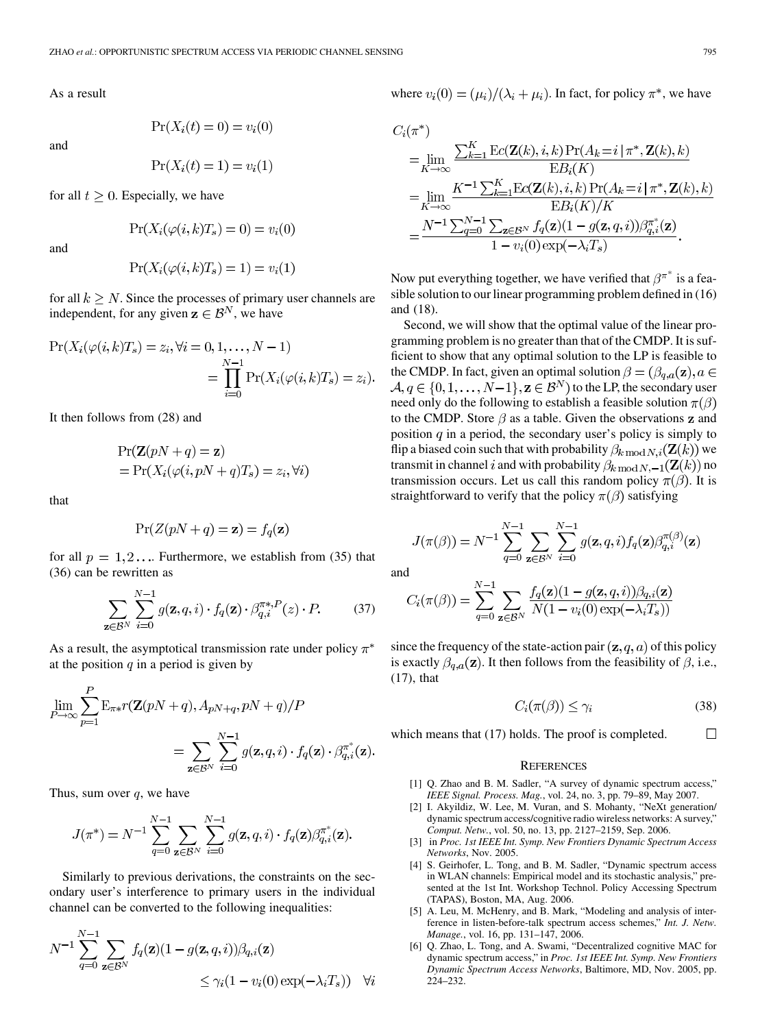As a result

$$\Pr(X_i(t) = 0) = v_i(0)$$

and

$$\Pr(X_i(t) = 1) = v_i(1)$$

for all $t \geq 0$. Especially, we have

$$\Pr(X_i(\varphi(i,k)T_s) = 0) = v_i(0)$$

and

$$\Pr(X_i(\varphi(i,k)T_s) = 1) = v_i(1)$$

for all $k \geq N$. Since the processes of primary user channels are independent, for any given $\mathbf{z} \in \mathcal{B}^N$, we have

$$\Pr(X_i(\varphi(i,k)T_s) = z_i, \forall i = 0, 1, \ldots, N-1) = \prod_{i=0}^{N-1} \Pr(X_i(\varphi(i,k)T_s) = z_i).$$

It then follows from (28) and

$$\Pr(\mathbf{Z}(pN+q) = \mathbf{z}) = \Pr(X_i(\varphi(i, pN+q)T_s) = z_i, \forall i)$$

that

$$\Pr(Z(pN+q) = \mathbf{z}) = f_q(\mathbf{z})$$

for all $p = 1, 2 \ldots$. Furthermore, we establish from (35) that (36) can be rewritten as

$$\sum_{\mathbf{z} \in \mathcal{B}^N} \sum_{i=0}^{N-1} g(\mathbf{z}, q, i) \cdot f_q(\mathbf{z}) \cdot \beta_{q,i}^{\pi^*, P}(z) \cdot P. \tag{37}$$

As a result, the asymptotical transmission rate under policy $\pi^*$ at the position $q$ in a period is given by

$$\lim_{P \to \infty} \sum_{p=1}^{P} \mathrm{E}_{\pi^*} r(\mathbf{Z}(pN+q), A_{pN+q}, pN+q)/P = \sum_{\mathbf{z} \in \mathcal{B}^N} \sum_{i=0}^{N-1} g(\mathbf{z}, q, i) \cdot f_q(\mathbf{z}) \cdot \beta_{q,i}^{\pi^*}(\mathbf{z}).$$

Thus, sum over $q$, we have

$$J(\pi^*) = N^{-1} \sum_{q=0}^{N-1} \sum_{\mathbf{z} \in \mathcal{B}^N} \sum_{i=0}^{N-1} g(\mathbf{z}, q, i) \cdot f_q(\mathbf{z}) \beta_{q,i}^{\pi^*}(\mathbf{z}).$$

Similarly to previous derivations, the constraints on the secondary user's interference to primary users in the individual channel can be converted to the following inequalities:

$$N^{-1} \sum_{q=0}^{N-1} \sum_{\mathbf{z} \in \mathcal{B}^N} f_q(\mathbf{z})(1 - g(\mathbf{z}, q, i)) \beta_{q,i}(\mathbf{z}) \leq \gamma_i (1 - v_i(0) \exp(-\lambda_i T_s)) \quad \forall i$$

where $v_i(0) = (\mu_i)/(\lambda_i + \mu_i)$. In fact, for policy $\pi^*$, we have

$$\begin{aligned}
C_i(\pi^*) &= \lim_{K \to \infty} \frac{\sum_{k=1}^{K} \mathrm{E}c(\mathbf{Z}(k), i, k) \Pr(A_k = i \,|\, \pi^*, \mathbf{Z}(k), k)}{\mathrm{E}B_i(K)} \\
&= \lim_{K \to \infty} \frac{K^{-1} \sum_{k=1}^{K} \mathrm{E}c(\mathbf{Z}(k), i, k) \Pr(A_k = i \,|\, \pi^*, \mathbf{Z}(k), k)}{\mathrm{E}B_i(K)/K} \\
&= \frac{N^{-1} \sum_{q=0}^{N-1} \sum_{\mathbf{z} \in \mathcal{B}^N} f_q(\mathbf{z})(1 - g(\mathbf{z}, q, i)) \beta_{q,i}^{\pi^*}(\mathbf{z})}{1 - v_i(0) \exp(-\lambda_i T_s)}.
\end{aligned}$$

Now put everything together, we have verified that $\beta^{\pi^*}$ is a feasible solution to our linear programming problem defined in (16) and (18).

Second, we will show that the optimal value of the linear programming problem is no greater than that of the CMDP. It is sufficient to show that any optimal solution to the LP is feasible to the CMDP. In fact, given an optimal solution $\beta = (\beta_{q,a}(\mathbf{z}), a \in \mathcal{A}, q \in \{0, 1, \ldots, N-1\}, \mathbf{z} \in \mathcal{B}^N)$ to the LP, the secondary user need only do the following to establish a feasible solution $\pi(\beta)$ to the CMDP. Store $\beta$ as a table. Given the observations $\mathbf{z}$ and position $q$ in a period, the secondary user's policy is simply to flip a biased coin such that with probability $\beta_{k \bmod N, i}(\mathbf{Z}(k))$ we transmit in channel $i$ and with probability $\beta_{k \bmod N, -1}(\mathbf{Z}(k))$ no transmission occurs. Let us call this random policy $\pi(\beta)$. It is straightforward to verify that the policy $\pi(\beta)$ satisfying

$$J(\pi(\beta)) = N^{-1} \sum_{q=0}^{N-1} \sum_{\mathbf{z} \in \mathcal{B}^N} \sum_{i=0}^{N-1} g(\mathbf{z}, q, i) f_q(\mathbf{z}) \beta_{q,i}^{\pi(\beta)}(\mathbf{z})$$

and

$$C_i(\pi(\beta)) = \sum_{q=0}^{N-1} \sum_{\mathbf{z} \in \mathcal{B}^N} \frac{f_q(\mathbf{z})(1 - g(\mathbf{z}, q, i)) \beta_{q,i}(\mathbf{z})}{N(1 - v_i(0) \exp(-\lambda_i T_s))}$$

since the frequency of the state-action pair $(\mathbf{z}, q, a)$ of this policy is exactly $\beta_{q,a}(\mathbf{z})$. It then follows from the feasibility of $\beta$, i.e., (17), that

$$C_i(\pi(\beta)) \leq \gamma_i \tag{38}$$

which means that (17) holds. The proof is completed. □

## References

[1] Q. Zhao and B. M. Sadler, "A survey of dynamic spectrum access," *IEEE Signal. Process. Mag.*, vol. 24, no. 3, pp. 79–89, May 2007.

[2] I. Akyildiz, W. Lee, M. Vuran, and S. Mohanty, "NeXt generation/dynamic spectrum access/cognitive radio wireless networks: A survey," *Comput. Netw.*, vol. 50, no. 13, pp. 2127–2159, Sep. 2006.

[3] in *Proc. 1st IEEE Int. Symp. New Frontiers Dynamic Spectrum Access Networks*, Nov. 2005.

[4] S. Geirhofer, L. Tong, and B. M. Sadler, "Dynamic spectrum access in WLAN channels: Empirical model and its stochastic analysis," presented at the 1st Int. Workshop Technol. Policy Accessing Spectrum (TAPAS), Boston, MA, Aug. 2006.

[5] A. Leu, M. McHenry, and B. Mark, "Modeling and analysis of interference in listen-before-talk spectrum access schemes," *Int. J. Netw. Manage.*, vol. 16, pp. 131–147, 2006.

[6] Q. Zhao, L. Tong, and A. Swami, "Decentralized cognitive MAC for dynamic spectrum access," in *Proc. 1st IEEE Int. Symp. New Frontiers Dynamic Spectrum Access Networks*, Baltimore, MD, Nov. 2005, pp. 224–232.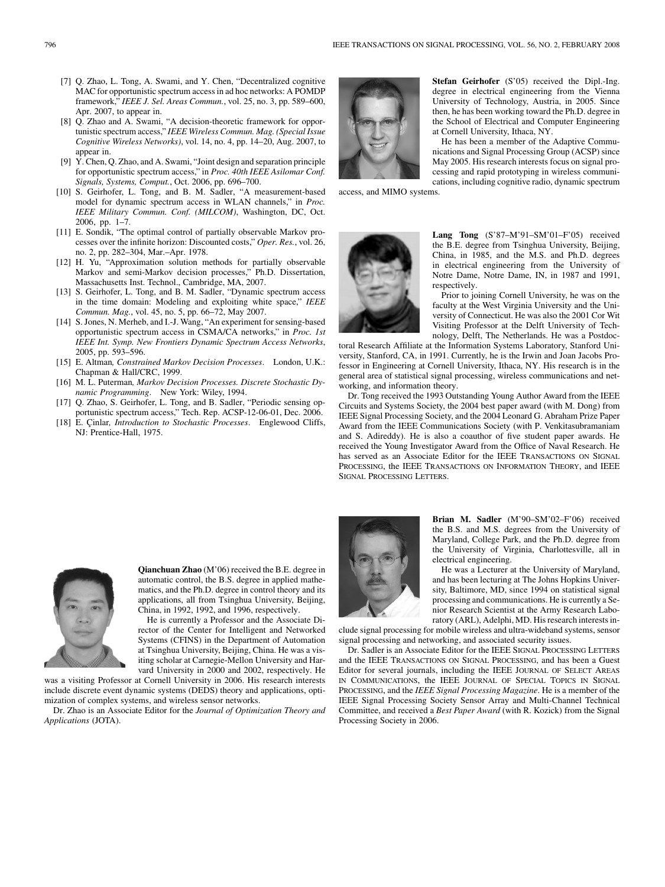[7] Q. Zhao, L. Tong, A. Swami, and Y. Chen, "Decentralized cognitive MAC for opportunistic spectrum access in ad hoc networks: A POMDP framework," *IEEE J. Sel. Areas Commun.*, vol. 25, no. 3, pp. 589–600, Apr. 2007, to appear in.

[8] Q. Zhao and A. Swami, "A decision-theoretic framework for opportunistic spectrum access," *IEEE Wireless Commun. Mag. (Special Issue Cognitive Wireless Networks)*, vol. 14, no. 4, pp. 14–20, Aug. 2007, to appear in.

[9] Y. Chen, Q. Zhao, and A. Swami, "Joint design and separation principle for opportunistic spectrum access," in *Proc. 40th IEEE Asilomar Conf. Signals, Systems, Comput.*, Oct. 2006, pp. 696–700.

[10] S. Geirhofer, L. Tong, and B. M. Sadler, "A measurement-based model for dynamic spectrum access in WLAN channels," in *Proc. IEEE Military Commun. Conf. (MILCOM)*, Washington, DC, Oct. 2006, pp. 1–7.

[11] E. Sondik, "The optimal control of partially observable Markov processes over the infinite horizon: Discounted costs," *Oper. Res.*, vol. 26, no. 2, pp. 282–304, Mar.–Apr. 1978.

[12] H. Yu, "Approximation solution methods for partially observable Markov and semi-Markov decision processes," Ph.D. Dissertation, Massachusetts Inst. Technol., Cambridge, MA, 2007.

[13] S. Geirhofer, L. Tong, and B. M. Sadler, "Dynamic spectrum access in the time domain: Modeling and exploiting white space," *IEEE Commun. Mag.*, vol. 45, no. 5, pp. 66–72, May 2007.

[14] S. Jones, N. Merheb, and I.-J. Wang, "An experiment for sensing-based opportunistic spectrum access in CSMA/CA networks," in *Proc. 1st IEEE Int. Symp. New Frontiers Dynamic Spectrum Access Networks*, 2005, pp. 593–596.

[15] E. Altman, *Constrained Markov Decision Processes*. London, U.K.: Chapman & Hall/CRC, 1999.

[16] M. L. Puterman, *Markov Decision Processes. Discrete Stochastic Dynamic Programming*. New York: Wiley, 1994.

[17] Q. Zhao, S. Geirhofer, L. Tong, and B. Sadler, "Periodic sensing opportunistic spectrum access," Tech. Rep. ACSP-12-06-01, Dec. 2006.

[18] E. Çinlar, *Introduction to Stochastic Processes*. Englewood Cliffs, NJ: Prentice-Hall, 1975.

**Qianchuan Zhao** (M'06) received the B.E. degree in automatic control, the B.S. degree in applied mathematics, and the Ph.D. degree in control theory and its applications, all from Tsinghua University, Beijing, China, in 1992, 1992, and 1996, respectively.

He is currently a Professor and the Associate Director of the Center for Intelligent and Networked Systems (CFINS) in the Department of Automation at Tsinghua University, Beijing, China. He was a visiting scholar at Carnegie-Mellon University and Harvard University in 2000 and 2002, respectively. He was a visiting Professor at Cornell University in 2006. His research interests include discrete event dynamic systems (DEDS) theory and applications, optimization of complex systems, and wireless sensor networks.

Dr. Zhao is an Associate Editor for the *Journal of Optimization Theory and Applications* (JOTA).

**Stefan Geirhofer** (S'05) received the Dipl.-Ing. degree in electrical engineering from the Vienna University of Technology, Austria, in 2005. Since then, he has been working toward the Ph.D. degree in the School of Electrical and Computer Engineering at Cornell University, Ithaca, NY.

He has been a member of the Adaptive Communications and Signal Processing Group (ACSP) since May 2005. His research interests focus on signal processing and rapid prototyping in wireless communications, including cognitive radio, dynamic spectrum access, and MIMO systems.

**Lang Tong** (S'87–M'91–SM'01–F'05) received the B.E. degree from Tsinghua University, Beijing, China, in 1985, and the M.S. and Ph.D. degrees in electrical engineering from the University of Notre Dame, Notre Dame, IN, in 1987 and 1991, respectively.

Prior to joining Cornell University, he was on the faculty at the West Virginia University and the University of Connecticut. He was also the 2001 Cor Wit Visiting Professor at the Delft University of Technology, Delft, The Netherlands. He was a Postdoctoral Research Affiliate at the Information Systems Laboratory, Stanford University, Stanford, CA, in 1991. Currently, he is the Irwin and Joan Jacobs Professor in Engineering at Cornell University, Ithaca, NY. His research is in the general area of statistical signal processing, wireless communications and networking, and information theory.

Dr. Tong received the 1993 Outstanding Young Author Award from the IEEE Circuits and Systems Society, the 2004 best paper award (with M. Dong) from IEEE Signal Processing Society, and the 2004 Leonard G. Abraham Prize Paper Award from the IEEE Communications Society (with P. Venkitasubramaniam and S. Adireddy). He is also a coauthor of five student paper awards. He received the Young Investigator Award from the Office of Naval Research. He has served as an Associate Editor for the IEEE Transactions on Signal Processing, the IEEE Transactions on Information Theory, and IEEE Signal Processing Letters.

**Brian M. Sadler** (M'90–SM'02–F'06) received the B.S. and M.S. degrees from the University of Maryland, College Park, and the Ph.D. degree from the University of Virginia, Charlottesville, all in electrical engineering.

He was a Lecturer at the University of Maryland, and has been lecturing at The Johns Hopkins University, Baltimore, MD, since 1994 on statistical signal processing and communications. He is currently a Senior Research Scientist at the Army Research Laboratory (ARL), Adelphi, MD. His research interests include signal processing for mobile wireless and ultra-wideband systems, sensor signal processing and networking, and associated security issues.

Dr. Sadler is an Associate Editor for the IEEE Signal Processing Letters and the IEEE Transactions on Signal Processing, and has been a Guest Editor for several journals, including the IEEE Journal of Select Areas in Communications, the IEEE Journal of Special Topics in Signal Processing, and the *IEEE Signal Processing Magazine*. He is a member of the IEEE Signal Processing Society Sensor Array and Multi-Channel Technical Committee, and received a *Best Paper Award* (with R. Kozick) from the Signal Processing Society in 2006.